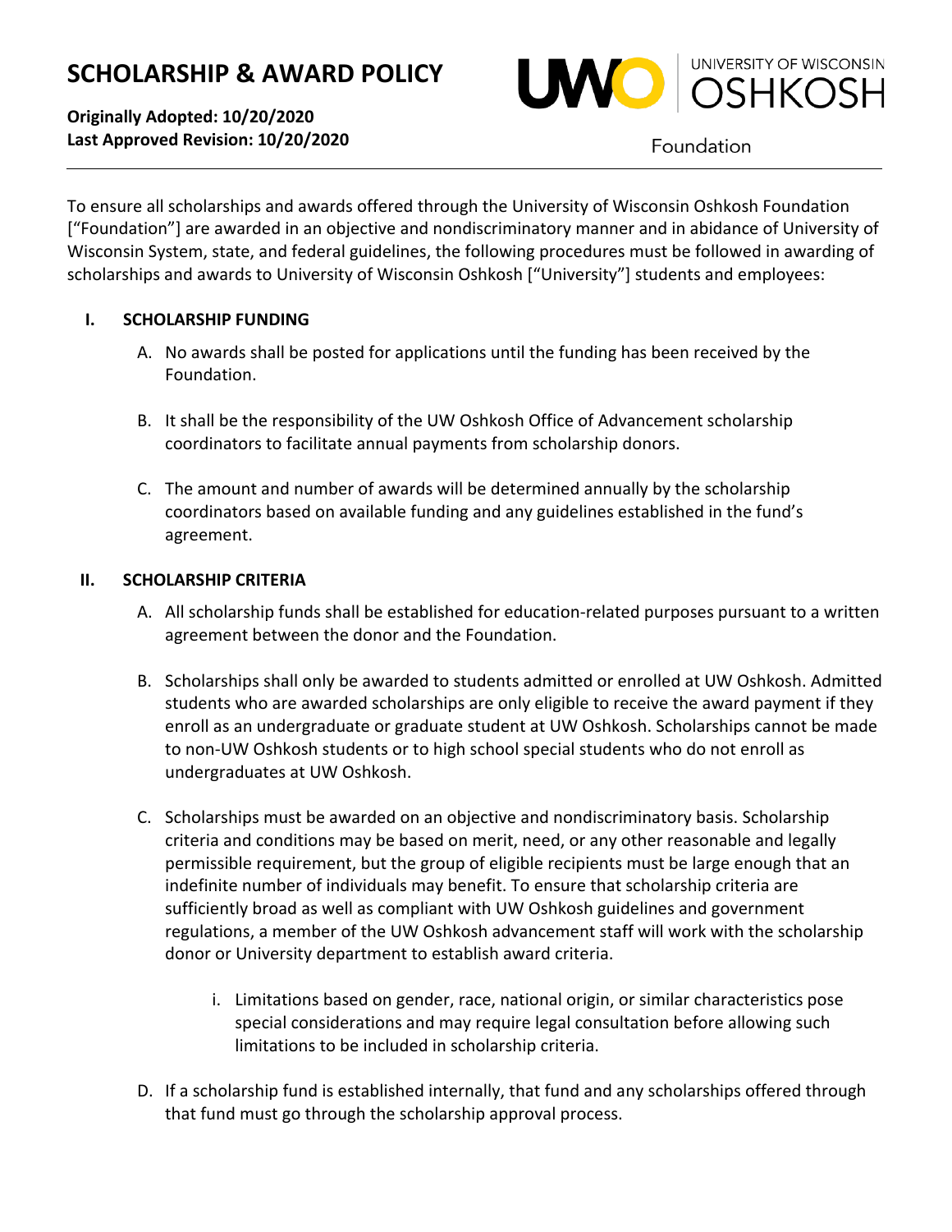# SCHOLARSHIP & AWARD POLICY

**Originally Adopted: 10/20/2020**
**Last Approved Revision: 10/20/2020**

UNIVERSITY OF WISCONSIN OSHKOSH Foundation

---

To ensure all scholarships and awards offered through the University of Wisconsin Oshkosh Foundation ["Foundation"] are awarded in an objective and nondiscriminatory manner and in abidance of University of Wisconsin System, state, and federal guidelines, the following procedures must be followed in awarding of scholarships and awards to University of Wisconsin Oshkosh ["University"] students and employees:

## I. SCHOLARSHIP FUNDING

A. No awards shall be posted for applications until the funding has been received by the Foundation.

B. It shall be the responsibility of the UW Oshkosh Office of Advancement scholarship coordinators to facilitate annual payments from scholarship donors.

C. The amount and number of awards will be determined annually by the scholarship coordinators based on available funding and any guidelines established in the fund's agreement.

## II. SCHOLARSHIP CRITERIA

A. All scholarship funds shall be established for education-related purposes pursuant to a written agreement between the donor and the Foundation.

B. Scholarships shall only be awarded to students admitted or enrolled at UW Oshkosh. Admitted students who are awarded scholarships are only eligible to receive the award payment if they enroll as an undergraduate or graduate student at UW Oshkosh. Scholarships cannot be made to non-UW Oshkosh students or to high school special students who do not enroll as undergraduates at UW Oshkosh.

C. Scholarships must be awarded on an objective and nondiscriminatory basis. Scholarship criteria and conditions may be based on merit, need, or any other reasonable and legally permissible requirement, but the group of eligible recipients must be large enough that an indefinite number of individuals may benefit. To ensure that scholarship criteria are sufficiently broad as well as compliant with UW Oshkosh guidelines and government regulations, a member of the UW Oshkosh advancement staff will work with the scholarship donor or University department to establish award criteria.

   i. Limitations based on gender, race, national origin, or similar characteristics pose special considerations and may require legal consultation before allowing such limitations to be included in scholarship criteria.

D. If a scholarship fund is established internally, that fund and any scholarships offered through that fund must go through the scholarship approval process.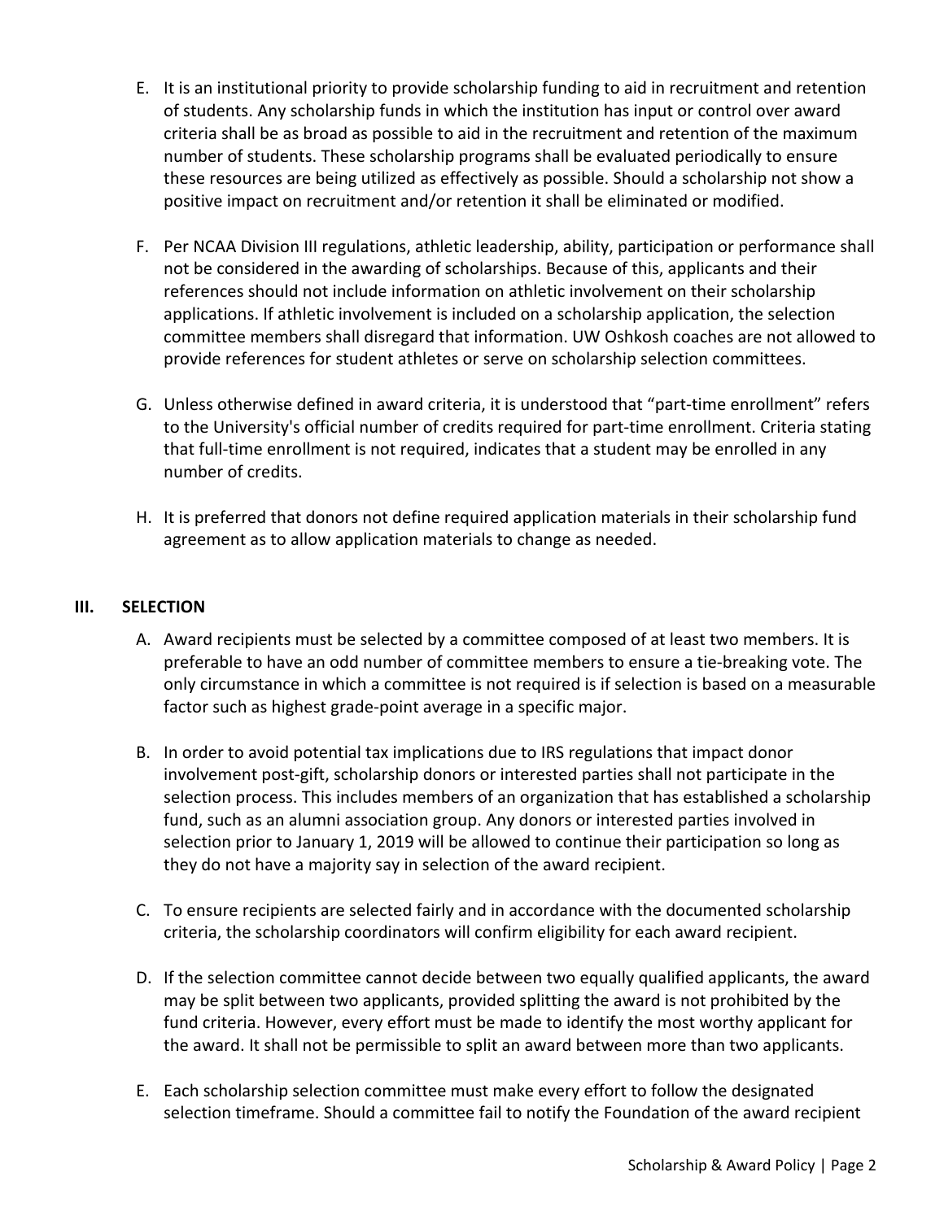E. It is an institutional priority to provide scholarship funding to aid in recruitment and retention of students. Any scholarship funds in which the institution has input or control over award criteria shall be as broad as possible to aid in the recruitment and retention of the maximum number of students. These scholarship programs shall be evaluated periodically to ensure these resources are being utilized as effectively as possible. Should a scholarship not show a positive impact on recruitment and/or retention it shall be eliminated or modified.

F. Per NCAA Division III regulations, athletic leadership, ability, participation or performance shall not be considered in the awarding of scholarships. Because of this, applicants and their references should not include information on athletic involvement on their scholarship applications. If athletic involvement is included on a scholarship application, the selection committee members shall disregard that information. UW Oshkosh coaches are not allowed to provide references for student athletes or serve on scholarship selection committees.

G. Unless otherwise defined in award criteria, it is understood that "part-time enrollment" refers to the University's official number of credits required for part-time enrollment. Criteria stating that full-time enrollment is not required, indicates that a student may be enrolled in any number of credits.

H. It is preferred that donors not define required application materials in their scholarship fund agreement as to allow application materials to change as needed.

## III. SELECTION

A. Award recipients must be selected by a committee composed of at least two members. It is preferable to have an odd number of committee members to ensure a tie-breaking vote. The only circumstance in which a committee is not required is if selection is based on a measurable factor such as highest grade-point average in a specific major.

B. In order to avoid potential tax implications due to IRS regulations that impact donor involvement post-gift, scholarship donors or interested parties shall not participate in the selection process. This includes members of an organization that has established a scholarship fund, such as an alumni association group. Any donors or interested parties involved in selection prior to January 1, 2019 will be allowed to continue their participation so long as they do not have a majority say in selection of the award recipient.

C. To ensure recipients are selected fairly and in accordance with the documented scholarship criteria, the scholarship coordinators will confirm eligibility for each award recipient.

D. If the selection committee cannot decide between two equally qualified applicants, the award may be split between two applicants, provided splitting the award is not prohibited by the fund criteria. However, every effort must be made to identify the most worthy applicant for the award. It shall not be permissible to split an award between more than two applicants.

E. Each scholarship selection committee must make every effort to follow the designated selection timeframe. Should a committee fail to notify the Foundation of the award recipient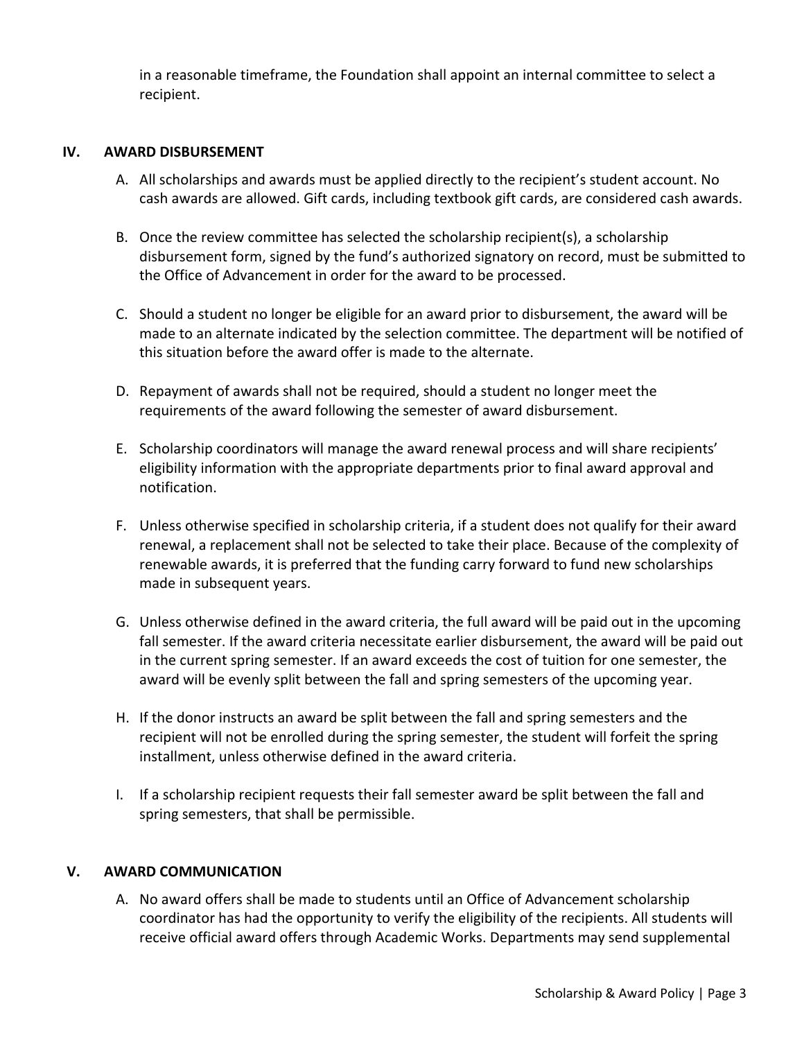in a reasonable timeframe, the Foundation shall appoint an internal committee to select a recipient.

## IV. AWARD DISBURSEMENT

A. All scholarships and awards must be applied directly to the recipient's student account. No cash awards are allowed. Gift cards, including textbook gift cards, are considered cash awards.

B. Once the review committee has selected the scholarship recipient(s), a scholarship disbursement form, signed by the fund's authorized signatory on record, must be submitted to the Office of Advancement in order for the award to be processed.

C. Should a student no longer be eligible for an award prior to disbursement, the award will be made to an alternate indicated by the selection committee. The department will be notified of this situation before the award offer is made to the alternate.

D. Repayment of awards shall not be required, should a student no longer meet the requirements of the award following the semester of award disbursement.

E. Scholarship coordinators will manage the award renewal process and will share recipients' eligibility information with the appropriate departments prior to final award approval and notification.

F. Unless otherwise specified in scholarship criteria, if a student does not qualify for their award renewal, a replacement shall not be selected to take their place. Because of the complexity of renewable awards, it is preferred that the funding carry forward to fund new scholarships made in subsequent years.

G. Unless otherwise defined in the award criteria, the full award will be paid out in the upcoming fall semester. If the award criteria necessitate earlier disbursement, the award will be paid out in the current spring semester. If an award exceeds the cost of tuition for one semester, the award will be evenly split between the fall and spring semesters of the upcoming year.

H. If the donor instructs an award be split between the fall and spring semesters and the recipient will not be enrolled during the spring semester, the student will forfeit the spring installment, unless otherwise defined in the award criteria.

I. If a scholarship recipient requests their fall semester award be split between the fall and spring semesters, that shall be permissible.

## V. AWARD COMMUNICATION

A. No award offers shall be made to students until an Office of Advancement scholarship coordinator has had the opportunity to verify the eligibility of the recipients. All students will receive official award offers through Academic Works. Departments may send supplemental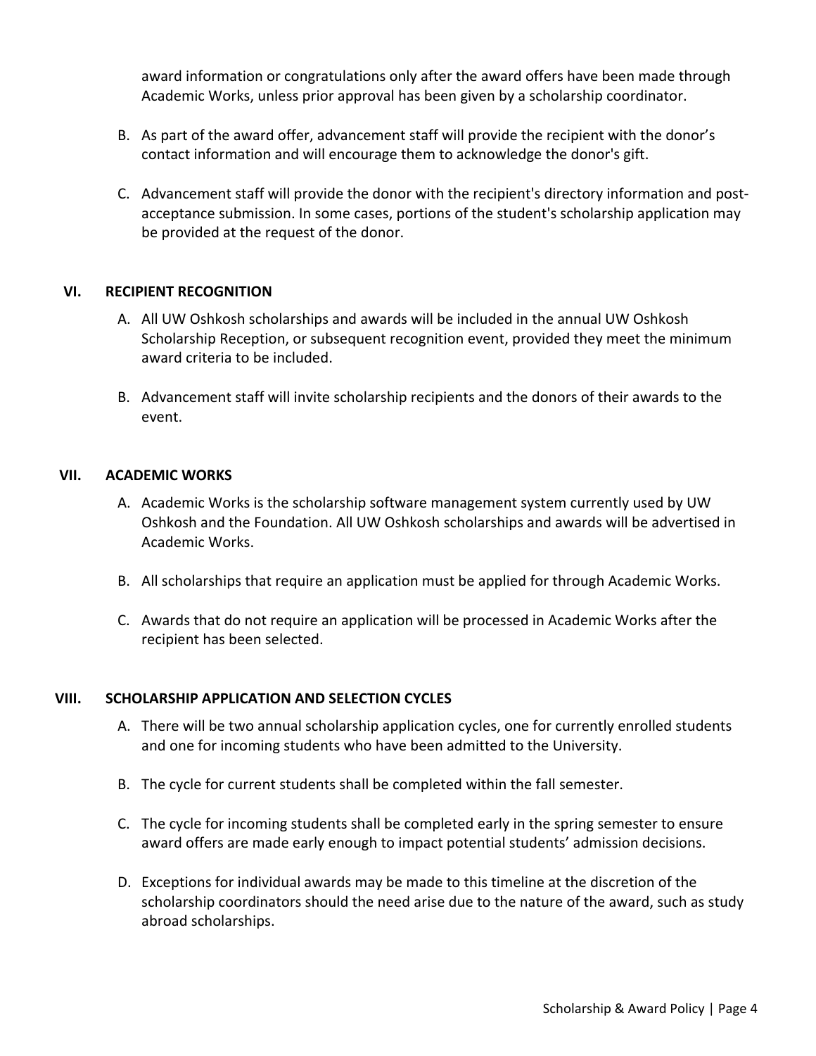award information or congratulations only after the award offers have been made through Academic Works, unless prior approval has been given by a scholarship coordinator.

B. As part of the award offer, advancement staff will provide the recipient with the donor's contact information and will encourage them to acknowledge the donor's gift.

C. Advancement staff will provide the donor with the recipient's directory information and post-acceptance submission. In some cases, portions of the student's scholarship application may be provided at the request of the donor.

## VI. RECIPIENT RECOGNITION

A. All UW Oshkosh scholarships and awards will be included in the annual UW Oshkosh Scholarship Reception, or subsequent recognition event, provided they meet the minimum award criteria to be included.

B. Advancement staff will invite scholarship recipients and the donors of their awards to the event.

## VII. ACADEMIC WORKS

A. Academic Works is the scholarship software management system currently used by UW Oshkosh and the Foundation. All UW Oshkosh scholarships and awards will be advertised in Academic Works.

B. All scholarships that require an application must be applied for through Academic Works.

C. Awards that do not require an application will be processed in Academic Works after the recipient has been selected.

## VIII. SCHOLARSHIP APPLICATION AND SELECTION CYCLES

A. There will be two annual scholarship application cycles, one for currently enrolled students and one for incoming students who have been admitted to the University.

B. The cycle for current students shall be completed within the fall semester.

C. The cycle for incoming students shall be completed early in the spring semester to ensure award offers are made early enough to impact potential students' admission decisions.

D. Exceptions for individual awards may be made to this timeline at the discretion of the scholarship coordinators should the need arise due to the nature of the award, such as study abroad scholarships.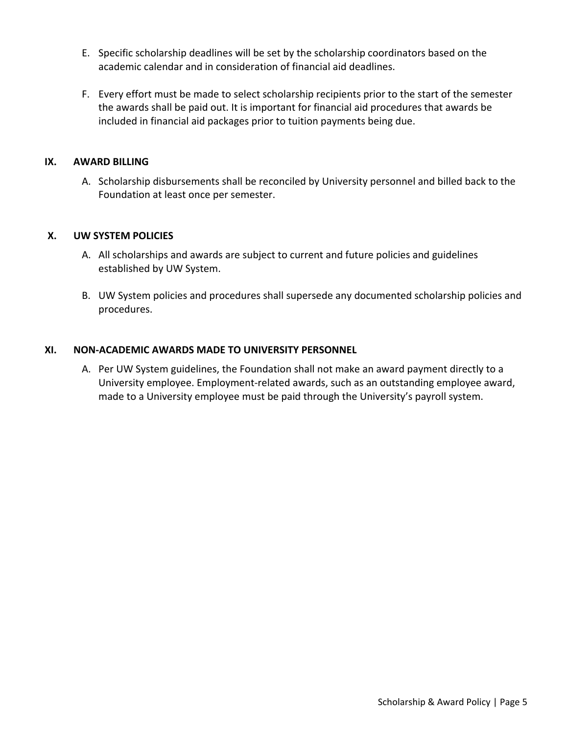E. Specific scholarship deadlines will be set by the scholarship coordinators based on the academic calendar and in consideration of financial aid deadlines.

F. Every effort must be made to select scholarship recipients prior to the start of the semester the awards shall be paid out. It is important for financial aid procedures that awards be included in financial aid packages prior to tuition payments being due.

## IX. AWARD BILLING

A. Scholarship disbursements shall be reconciled by University personnel and billed back to the Foundation at least once per semester.

## X. UW SYSTEM POLICIES

A. All scholarships and awards are subject to current and future policies and guidelines established by UW System.

B. UW System policies and procedures shall supersede any documented scholarship policies and procedures.

## XI. NON-ACADEMIC AWARDS MADE TO UNIVERSITY PERSONNEL

A. Per UW System guidelines, the Foundation shall not make an award payment directly to a University employee. Employment-related awards, such as an outstanding employee award, made to a University employee must be paid through the University's payroll system.